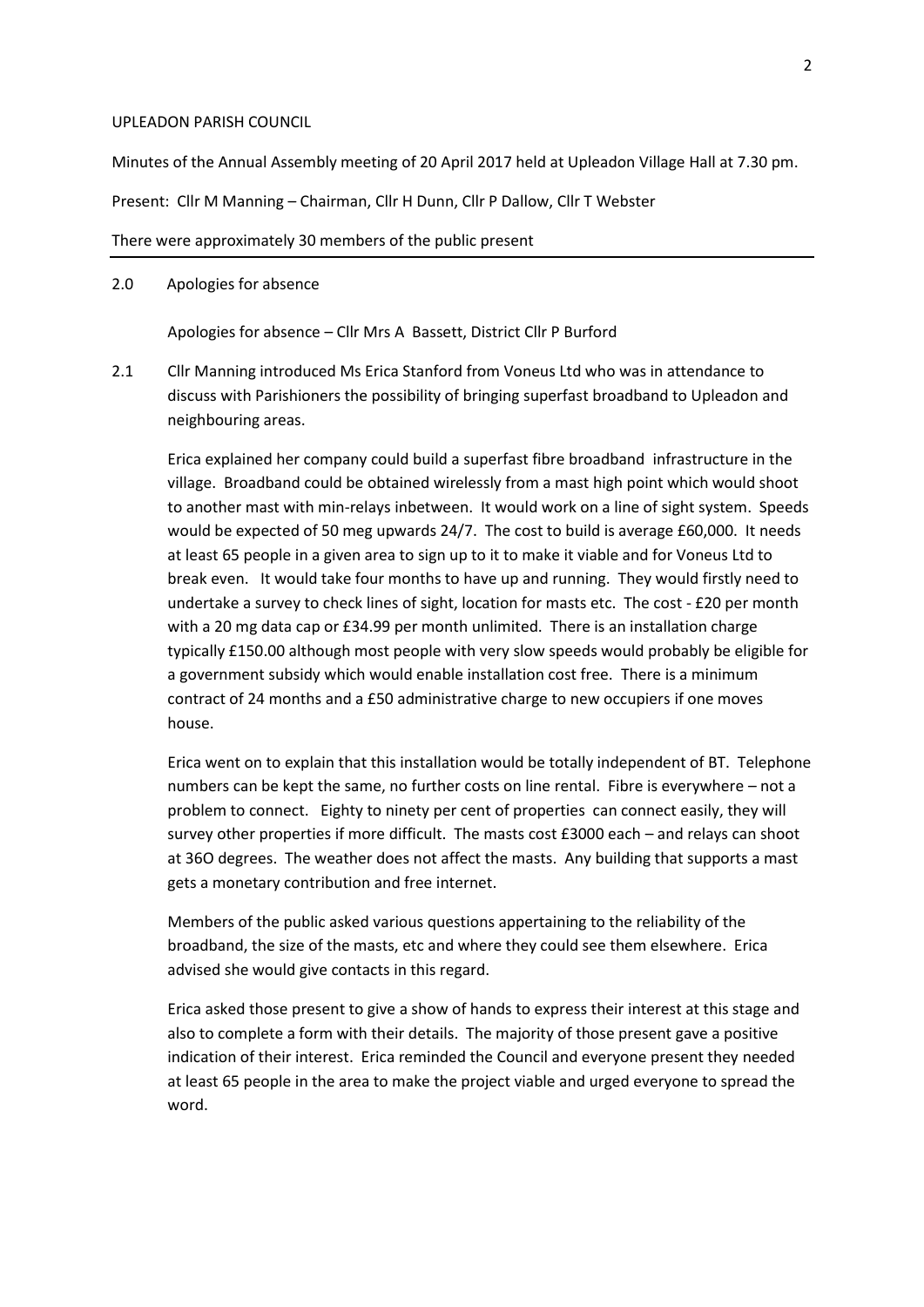UPLEADON PARISH COUNCIL

Minutes of the Annual Assembly meeting of 20 April 2017 held at Upleadon Village Hall at 7.30 pm.

Present: Cllr M Manning – Chairman, Cllr H Dunn, Cllr P Dallow, Cllr T Webster

There were approximately 30 members of the public present

---

2.0 Apologies for absence

Apologies for absence – Cllr Mrs A Bassett, District Cllr P Burford

2.1 Cllr Manning introduced Ms Erica Stanford from Voneus Ltd who was in attendance to discuss with Parishioners the possibility of bringing superfast broadband to Upleadon and neighbouring areas.

Erica explained her company could build a superfast fibre broadband infrastructure in the village. Broadband could be obtained wirelessly from a mast high point which would shoot to another mast with min-relays inbetween. It would work on a line of sight system. Speeds would be expected of 50 meg upwards 24/7. The cost to build is average £60,000. It needs at least 65 people in a given area to sign up to it to make it viable and for Voneus Ltd to break even. It would take four months to have up and running. They would firstly need to undertake a survey to check lines of sight, location for masts etc. The cost - £20 per month with a 20 mg data cap or £34.99 per month unlimited. There is an installation charge typically £150.00 although most people with very slow speeds would probably be eligible for a government subsidy which would enable installation cost free. There is a minimum contract of 24 months and a £50 administrative charge to new occupiers if one moves house.

Erica went on to explain that this installation would be totally independent of BT. Telephone numbers can be kept the same, no further costs on line rental. Fibre is everywhere – not a problem to connect. Eighty to ninety per cent of properties can connect easily, they will survey other properties if more difficult. The masts cost £3000 each – and relays can shoot at 36O degrees. The weather does not affect the masts. Any building that supports a mast gets a monetary contribution and free internet.

Members of the public asked various questions appertaining to the reliability of the broadband, the size of the masts, etc and where they could see them elsewhere. Erica advised she would give contacts in this regard.

Erica asked those present to give a show of hands to express their interest at this stage and also to complete a form with their details. The majority of those present gave a positive indication of their interest. Erica reminded the Council and everyone present they needed at least 65 people in the area to make the project viable and urged everyone to spread the word.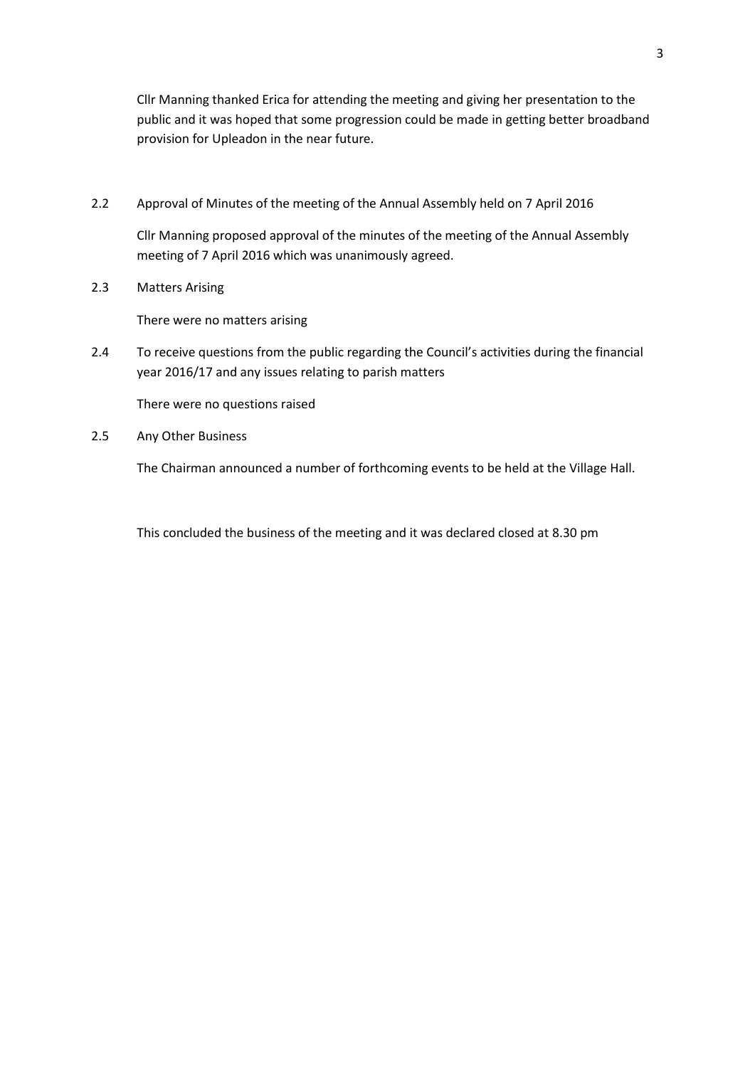Cllr Manning thanked Erica for attending the meeting and giving her presentation to the public and it was hoped that some progression could be made in getting better broadband provision for Upleadon in the near future.

2.2 Approval of Minutes of the meeting of the Annual Assembly held on 7 April 2016

Cllr Manning proposed approval of the minutes of the meeting of the Annual Assembly meeting of 7 April 2016 which was unanimously agreed.

2.3 Matters Arising

There were no matters arising

2.4 To receive questions from the public regarding the Council's activities during the financial year 2016/17 and any issues relating to parish matters

There were no questions raised

2.5 Any Other Business

The Chairman announced a number of forthcoming events to be held at the Village Hall.

This concluded the business of the meeting and it was declared closed at 8.30 pm